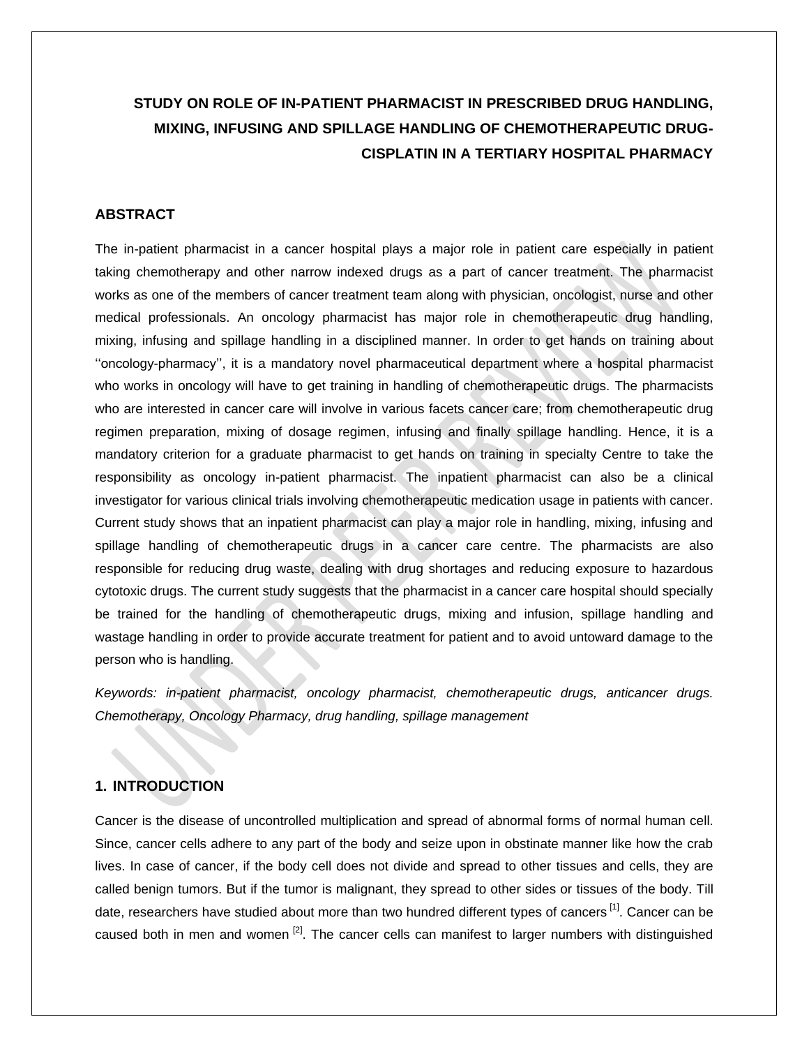# STUDY ON ROLE OF IN-PATIENT PHARMACIST IN PRESCRIBED DRUG HANDLING, MIXING, INFUSING AND SPILLAGE HANDLING OF CHEMOTHERAPEUTIC DRUG-CISPLATIN IN A TERTIARY HOSPITAL PHARMACY

## ABSTRACT

The in-patient pharmacist in a cancer hospital plays a major role in patient care especially in patient taking chemotherapy and other narrow indexed drugs as a part of cancer treatment. The pharmacist works as one of the members of cancer treatment team along with physician, oncologist, nurse and other medical professionals. An oncology pharmacist has major role in chemotherapeutic drug handling, mixing, infusing and spillage handling in a disciplined manner. In order to get hands on training about ''oncology-pharmacy'', it is a mandatory novel pharmaceutical department where a hospital pharmacist who works in oncology will have to get training in handling of chemotherapeutic drugs. The pharmacists who are interested in cancer care will involve in various facets cancer care; from chemotherapeutic drug regimen preparation, mixing of dosage regimen, infusing and finally spillage handling. Hence, it is a mandatory criterion for a graduate pharmacist to get hands on training in specialty Centre to take the responsibility as oncology in-patient pharmacist. The inpatient pharmacist can also be a clinical investigator for various clinical trials involving chemotherapeutic medication usage in patients with cancer. Current study shows that an inpatient pharmacist can play a major role in handling, mixing, infusing and spillage handling of chemotherapeutic drugs in a cancer care centre. The pharmacists are also responsible for reducing drug waste, dealing with drug shortages and reducing exposure to hazardous cytotoxic drugs. The current study suggests that the pharmacist in a cancer care hospital should specially be trained for the handling of chemotherapeutic drugs, mixing and infusion, spillage handling and wastage handling in order to provide accurate treatment for patient and to avoid untoward damage to the person who is handling.

*Keywords: in-patient pharmacist, oncology pharmacist, chemotherapeutic drugs, anticancer drugs. Chemotherapy, Oncology Pharmacy, drug handling, spillage management*

## 1. INTRODUCTION

Cancer is the disease of uncontrolled multiplication and spread of abnormal forms of normal human cell. Since, cancer cells adhere to any part of the body and seize upon in obstinate manner like how the crab lives. In case of cancer, if the body cell does not divide and spread to other tissues and cells, they are called benign tumors. But if the tumor is malignant, they spread to other sides or tissues of the body. Till date, researchers have studied about more than two hundred different types of cancers [1]. Cancer can be caused both in men and women [2]. The cancer cells can manifest to larger numbers with distinguished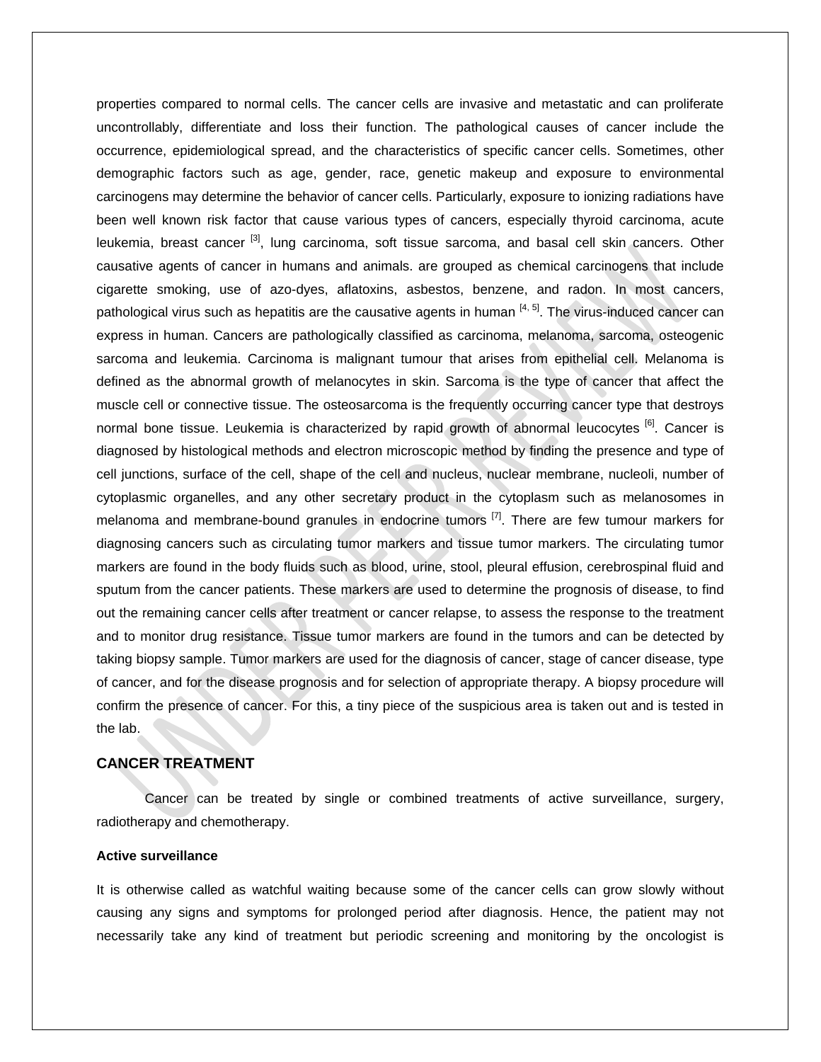properties compared to normal cells. The cancer cells are invasive and metastatic and can proliferate uncontrollably, differentiate and loss their function. The pathological causes of cancer include the occurrence, epidemiological spread, and the characteristics of specific cancer cells. Sometimes, other demographic factors such as age, gender, race, genetic makeup and exposure to environmental carcinogens may determine the behavior of cancer cells. Particularly, exposure to ionizing radiations have been well known risk factor that cause various types of cancers, especially thyroid carcinoma, acute leukemia, breast cancer [3], lung carcinoma, soft tissue sarcoma, and basal cell skin cancers. Other causative agents of cancer in humans and animals. are grouped as chemical carcinogens that include cigarette smoking, use of azo-dyes, aflatoxins, asbestos, benzene, and radon. In most cancers, pathological virus such as hepatitis are the causative agents in human [4, 5]. The virus-induced cancer can express in human. Cancers are pathologically classified as carcinoma, melanoma, sarcoma, osteogenic sarcoma and leukemia. Carcinoma is malignant tumour that arises from epithelial cell. Melanoma is defined as the abnormal growth of melanocytes in skin. Sarcoma is the type of cancer that affect the muscle cell or connective tissue. The osteosarcoma is the frequently occurring cancer type that destroys normal bone tissue. Leukemia is characterized by rapid growth of abnormal leucocytes [6]. Cancer is diagnosed by histological methods and electron microscopic method by finding the presence and type of cell junctions, surface of the cell, shape of the cell and nucleus, nuclear membrane, nucleoli, number of cytoplasmic organelles, and any other secretary product in the cytoplasm such as melanosomes in melanoma and membrane-bound granules in endocrine tumors [7]. There are few tumour markers for diagnosing cancers such as circulating tumor markers and tissue tumor markers. The circulating tumor markers are found in the body fluids such as blood, urine, stool, pleural effusion, cerebrospinal fluid and sputum from the cancer patients. These markers are used to determine the prognosis of disease, to find out the remaining cancer cells after treatment or cancer relapse, to assess the response to the treatment and to monitor drug resistance. Tissue tumor markers are found in the tumors and can be detected by taking biopsy sample. Tumor markers are used for the diagnosis of cancer, stage of cancer disease, type of cancer, and for the disease prognosis and for selection of appropriate therapy. A biopsy procedure will confirm the presence of cancer. For this, a tiny piece of the suspicious area is taken out and is tested in the lab.

## CANCER TREATMENT

Cancer can be treated by single or combined treatments of active surveillance, surgery, radiotherapy and chemotherapy.

### Active surveillance

It is otherwise called as watchful waiting because some of the cancer cells can grow slowly without causing any signs and symptoms for prolonged period after diagnosis. Hence, the patient may not necessarily take any kind of treatment but periodic screening and monitoring by the oncologist is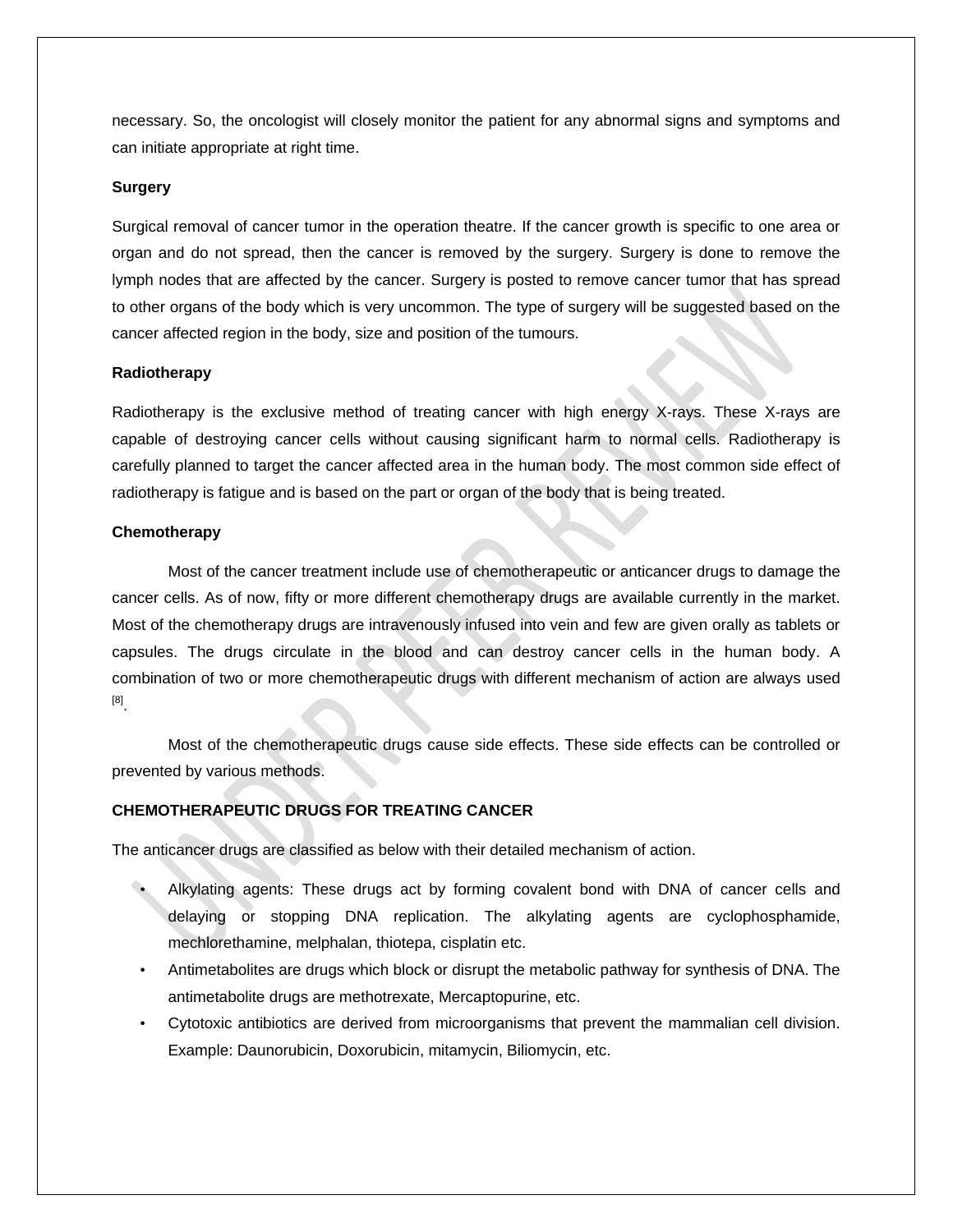necessary. So, the oncologist will closely monitor the patient for any abnormal signs and symptoms and can initiate appropriate at right time.

**Surgery**

Surgical removal of cancer tumor in the operation theatre. If the cancer growth is specific to one area or organ and do not spread, then the cancer is removed by the surgery. Surgery is done to remove the lymph nodes that are affected by the cancer. Surgery is posted to remove cancer tumor that has spread to other organs of the body which is very uncommon. The type of surgery will be suggested based on the cancer affected region in the body, size and position of the tumours.

**Radiotherapy**

Radiotherapy is the exclusive method of treating cancer with high energy X-rays. These X-rays are capable of destroying cancer cells without causing significant harm to normal cells. Radiotherapy is carefully planned to target the cancer affected area in the human body. The most common side effect of radiotherapy is fatigue and is based on the part or organ of the body that is being treated.

**Chemotherapy**

Most of the cancer treatment include use of chemotherapeutic or anticancer drugs to damage the cancer cells. As of now, fifty or more different chemotherapy drugs are available currently in the market. Most of the chemotherapy drugs are intravenously infused into vein and few are given orally as tablets or capsules. The drugs circulate in the blood and can destroy cancer cells in the human body. A combination of two or more chemotherapeutic drugs with different mechanism of action are always used [8].

Most of the chemotherapeutic drugs cause side effects. These side effects can be controlled or prevented by various methods.

**CHEMOTHERAPEUTIC DRUGS FOR TREATING CANCER**

The anticancer drugs are classified as below with their detailed mechanism of action.

- Alkylating agents: These drugs act by forming covalent bond with DNA of cancer cells and delaying or stopping DNA replication. The alkylating agents are cyclophosphamide, mechlorethamine, melphalan, thiotepa, cisplatin etc.
- Antimetabolites are drugs which block or disrupt the metabolic pathway for synthesis of DNA. The antimetabolite drugs are methotrexate, Mercaptopurine, etc.
- Cytotoxic antibiotics are derived from microorganisms that prevent the mammalian cell division. Example: Daunorubicin, Doxorubicin, mitamycin, Biliomycin, etc.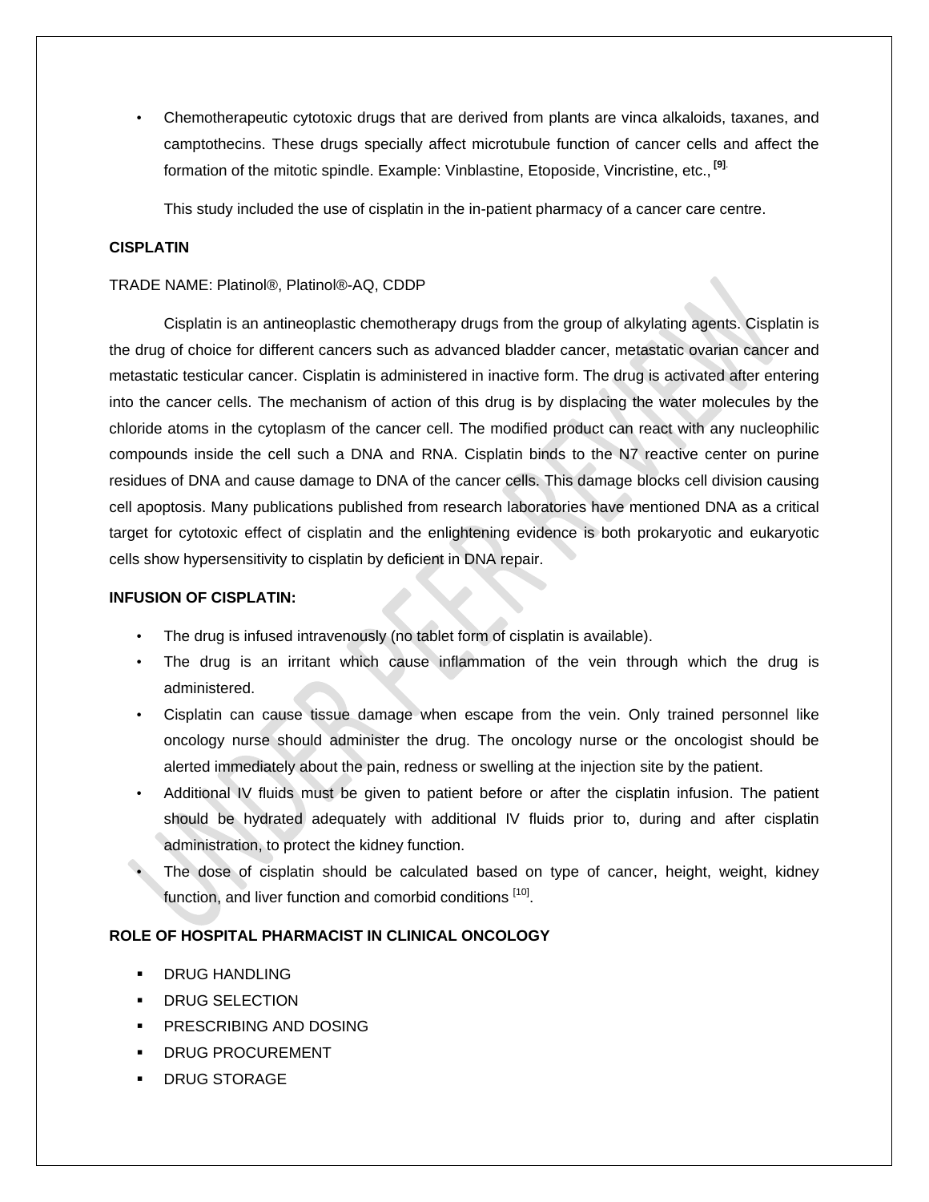- Chemotherapeutic cytotoxic drugs that are derived from plants are vinca alkaloids, taxanes, and camptothecins. These drugs specially affect microtubule function of cancer cells and affect the formation of the mitotic spindle. Example: Vinblastine, Etoposide, Vincristine, etc., [9].

  This study included the use of cisplatin in the in-patient pharmacy of a cancer care centre.

**CISPLATIN**

TRADE NAME: Platinol®, Platinol®-AQ, CDDP

Cisplatin is an antineoplastic chemotherapy drugs from the group of alkylating agents. Cisplatin is the drug of choice for different cancers such as advanced bladder cancer, metastatic ovarian cancer and metastatic testicular cancer. Cisplatin is administered in inactive form. The drug is activated after entering into the cancer cells. The mechanism of action of this drug is by displacing the water molecules by the chloride atoms in the cytoplasm of the cancer cell. The modified product can react with any nucleophilic compounds inside the cell such a DNA and RNA. Cisplatin binds to the N7 reactive center on purine residues of DNA and cause damage to DNA of the cancer cells. This damage blocks cell division causing cell apoptosis. Many publications published from research laboratories have mentioned DNA as a critical target for cytotoxic effect of cisplatin and the enlightening evidence is both prokaryotic and eukaryotic cells show hypersensitivity to cisplatin by deficient in DNA repair.

**INFUSION OF CISPLATIN:**

- The drug is infused intravenously (no tablet form of cisplatin is available).
- The drug is an irritant which cause inflammation of the vein through which the drug is administered.
- Cisplatin can cause tissue damage when escape from the vein. Only trained personnel like oncology nurse should administer the drug. The oncology nurse or the oncologist should be alerted immediately about the pain, redness or swelling at the injection site by the patient.
- Additional IV fluids must be given to patient before or after the cisplatin infusion. The patient should be hydrated adequately with additional IV fluids prior to, during and after cisplatin administration, to protect the kidney function.
- The dose of cisplatin should be calculated based on type of cancer, height, weight, kidney function, and liver function and comorbid conditions [10].

**ROLE OF HOSPITAL PHARMACIST IN CLINICAL ONCOLOGY**

- DRUG HANDLING
- DRUG SELECTION
- PRESCRIBING AND DOSING
- DRUG PROCUREMENT
- DRUG STORAGE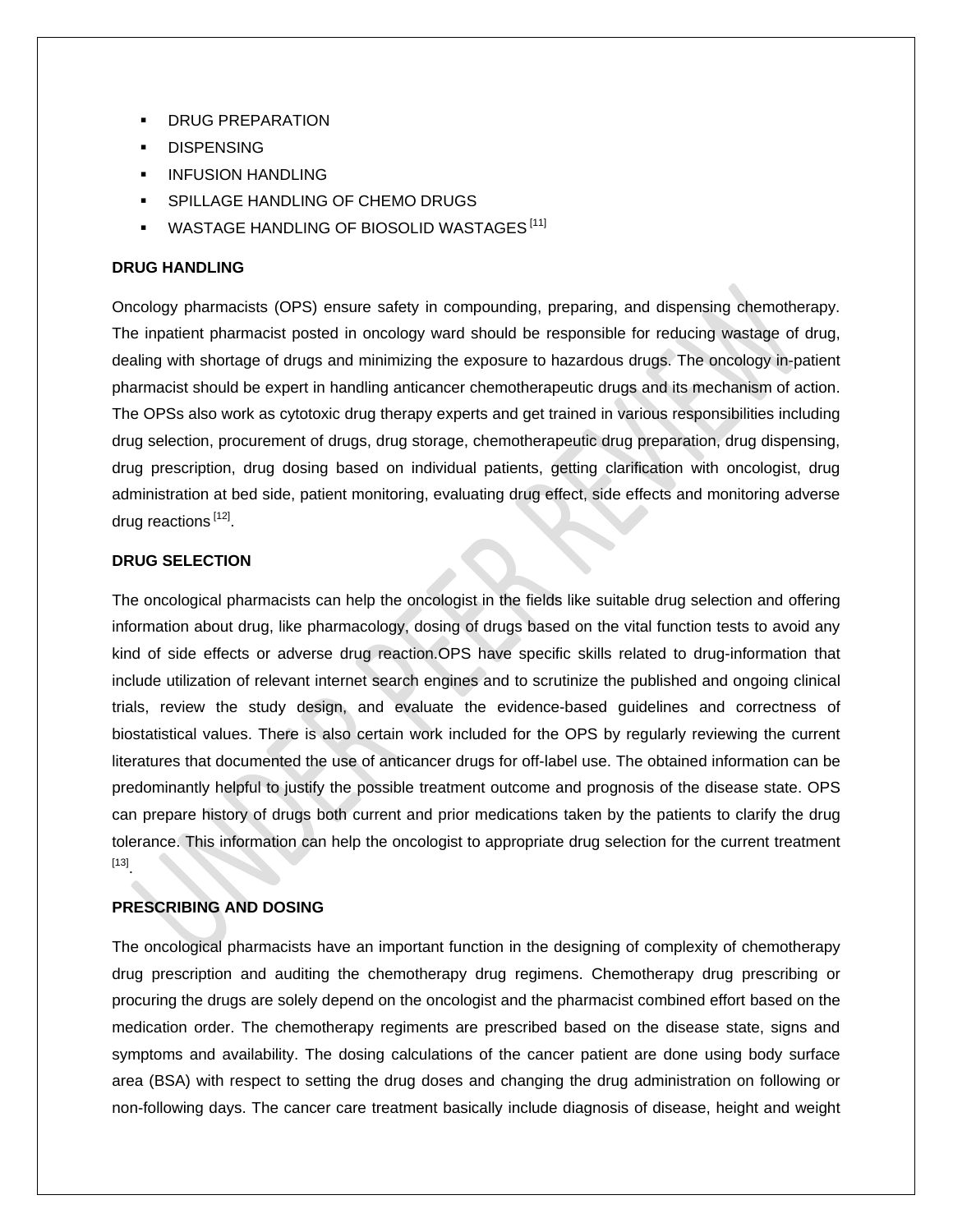- DRUG PREPARATION
- DISPENSING
- INFUSION HANDLING
- SPILLAGE HANDLING OF CHEMO DRUGS
- WASTAGE HANDLING OF BIOSOLID WASTAGES [11]

**DRUG HANDLING**

Oncology pharmacists (OPS) ensure safety in compounding, preparing, and dispensing chemotherapy. The inpatient pharmacist posted in oncology ward should be responsible for reducing wastage of drug, dealing with shortage of drugs and minimizing the exposure to hazardous drugs. The oncology in-patient pharmacist should be expert in handling anticancer chemotherapeutic drugs and its mechanism of action. The OPSs also work as cytotoxic drug therapy experts and get trained in various responsibilities including drug selection, procurement of drugs, drug storage, chemotherapeutic drug preparation, drug dispensing, drug prescription, drug dosing based on individual patients, getting clarification with oncologist, drug administration at bed side, patient monitoring, evaluating drug effect, side effects and monitoring adverse drug reactions [12].

**DRUG SELECTION**

The oncological pharmacists can help the oncologist in the fields like suitable drug selection and offering information about drug, like pharmacology, dosing of drugs based on the vital function tests to avoid any kind of side effects or adverse drug reaction.OPS have specific skills related to drug-information that include utilization of relevant internet search engines and to scrutinize the published and ongoing clinical trials, review the study design, and evaluate the evidence-based guidelines and correctness of biostatistical values. There is also certain work included for the OPS by regularly reviewing the current literatures that documented the use of anticancer drugs for off-label use. The obtained information can be predominantly helpful to justify the possible treatment outcome and prognosis of the disease state. OPS can prepare history of drugs both current and prior medications taken by the patients to clarify the drug tolerance. This information can help the oncologist to appropriate drug selection for the current treatment [13].

**PRESCRIBING AND DOSING**

The oncological pharmacists have an important function in the designing of complexity of chemotherapy drug prescription and auditing the chemotherapy drug regimens. Chemotherapy drug prescribing or procuring the drugs are solely depend on the oncologist and the pharmacist combined effort based on the medication order. The chemotherapy regiments are prescribed based on the disease state, signs and symptoms and availability. The dosing calculations of the cancer patient are done using body surface area (BSA) with respect to setting the drug doses and changing the drug administration on following or non-following days. The cancer care treatment basically include diagnosis of disease, height and weight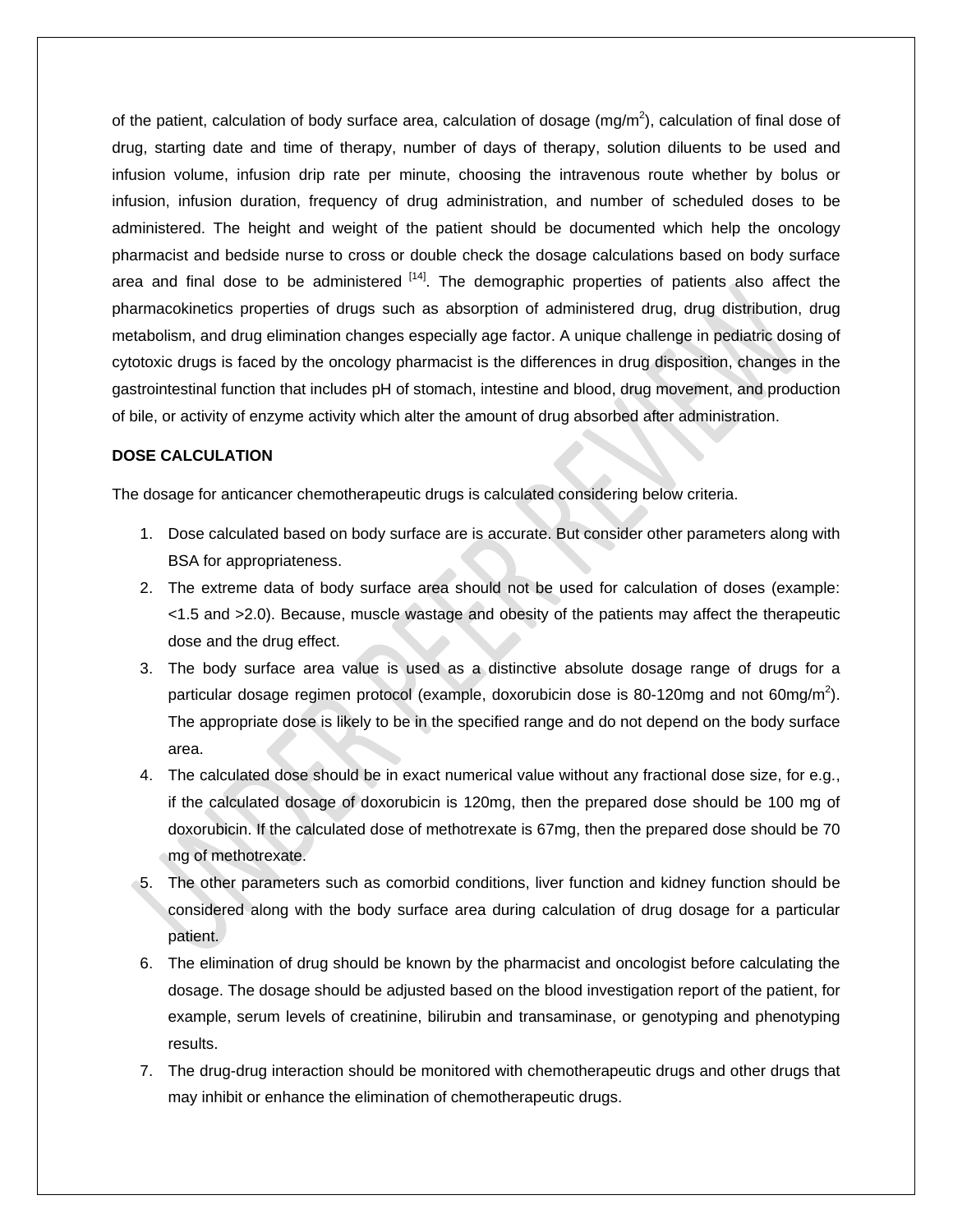of the patient, calculation of body surface area, calculation of dosage (mg/m$^2$), calculation of final dose of drug, starting date and time of therapy, number of days of therapy, solution diluents to be used and infusion volume, infusion drip rate per minute, choosing the intravenous route whether by bolus or infusion, infusion duration, frequency of drug administration, and number of scheduled doses to be administered. The height and weight of the patient should be documented which help the oncology pharmacist and bedside nurse to cross or double check the dosage calculations based on body surface area and final dose to be administered [14]. The demographic properties of patients also affect the pharmacokinetics properties of drugs such as absorption of administered drug, drug distribution, drug metabolism, and drug elimination changes especially age factor. A unique challenge in pediatric dosing of cytotoxic drugs is faced by the oncology pharmacist is the differences in drug disposition, changes in the gastrointestinal function that includes pH of stomach, intestine and blood, drug movement, and production of bile, or activity of enzyme activity which alter the amount of drug absorbed after administration.

**DOSE CALCULATION**

The dosage for anticancer chemotherapeutic drugs is calculated considering below criteria.

1. Dose calculated based on body surface are is accurate. But consider other parameters along with BSA for appropriateness.
2. The extreme data of body surface area should not be used for calculation of doses (example: <1.5 and >2.0). Because, muscle wastage and obesity of the patients may affect the therapeutic dose and the drug effect.
3. The body surface area value is used as a distinctive absolute dosage range of drugs for a particular dosage regimen protocol (example, doxorubicin dose is 80-120mg and not 60mg/m$^2$). The appropriate dose is likely to be in the specified range and do not depend on the body surface area.
4. The calculated dose should be in exact numerical value without any fractional dose size, for e.g., if the calculated dosage of doxorubicin is 120mg, then the prepared dose should be 100 mg of doxorubicin. If the calculated dose of methotrexate is 67mg, then the prepared dose should be 70 mg of methotrexate.
5. The other parameters such as comorbid conditions, liver function and kidney function should be considered along with the body surface area during calculation of drug dosage for a particular patient.
6. The elimination of drug should be known by the pharmacist and oncologist before calculating the dosage. The dosage should be adjusted based on the blood investigation report of the patient, for example, serum levels of creatinine, bilirubin and transaminase, or genotyping and phenotyping results.
7. The drug-drug interaction should be monitored with chemotherapeutic drugs and other drugs that may inhibit or enhance the elimination of chemotherapeutic drugs.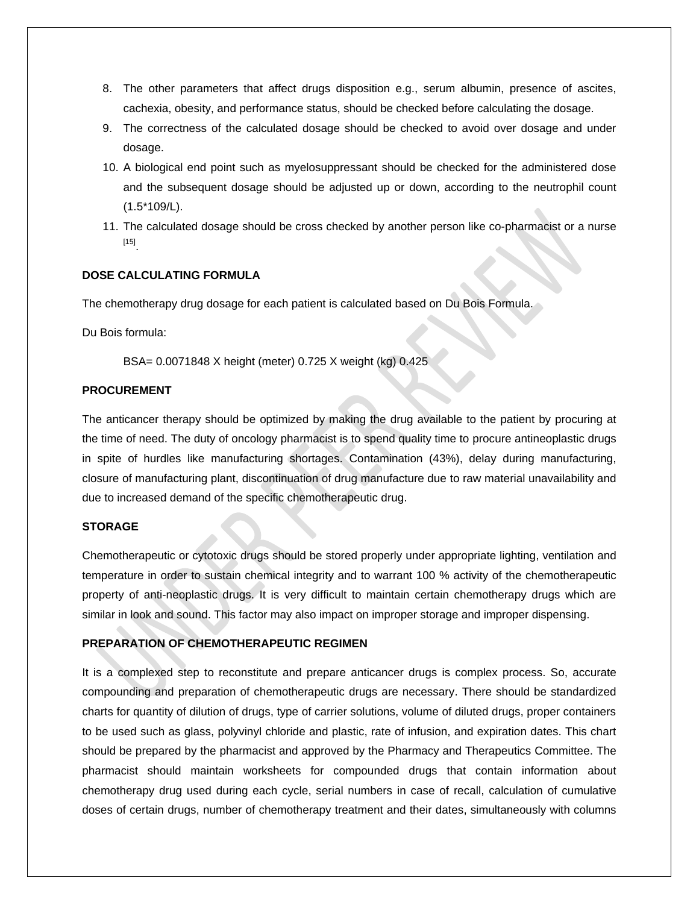8. The other parameters that affect drugs disposition e.g., serum albumin, presence of ascites, cachexia, obesity, and performance status, should be checked before calculating the dosage.
9. The correctness of the calculated dosage should be checked to avoid over dosage and under dosage.
10. A biological end point such as myelosuppressant should be checked for the administered dose and the subsequent dosage should be adjusted up or down, according to the neutrophil count (1.5*109/L).
11. The calculated dosage should be cross checked by another person like co-pharmacist or a nurse [15].

**DOSE CALCULATING FORMULA**

The chemotherapy drug dosage for each patient is calculated based on Du Bois Formula.

Du Bois formula:

BSA= 0.0071848 X height (meter) 0.725 X weight (kg) 0.425

**PROCUREMENT**

The anticancer therapy should be optimized by making the drug available to the patient by procuring at the time of need. The duty of oncology pharmacist is to spend quality time to procure antineoplastic drugs in spite of hurdles like manufacturing shortages. Contamination (43%), delay during manufacturing, closure of manufacturing plant, discontinuation of drug manufacture due to raw material unavailability and due to increased demand of the specific chemotherapeutic drug.

**STORAGE**

Chemotherapeutic or cytotoxic drugs should be stored properly under appropriate lighting, ventilation and temperature in order to sustain chemical integrity and to warrant 100 % activity of the chemotherapeutic property of anti-neoplastic drugs. It is very difficult to maintain certain chemotherapy drugs which are similar in look and sound. This factor may also impact on improper storage and improper dispensing.

**PREPARATION OF CHEMOTHERAPEUTIC REGIMEN**

It is a complexed step to reconstitute and prepare anticancer drugs is complex process. So, accurate compounding and preparation of chemotherapeutic drugs are necessary. There should be standardized charts for quantity of dilution of drugs, type of carrier solutions, volume of diluted drugs, proper containers to be used such as glass, polyvinyl chloride and plastic, rate of infusion, and expiration dates. This chart should be prepared by the pharmacist and approved by the Pharmacy and Therapeutics Committee. The pharmacist should maintain worksheets for compounded drugs that contain information about chemotherapy drug used during each cycle, serial numbers in case of recall, calculation of cumulative doses of certain drugs, number of chemotherapy treatment and their dates, simultaneously with columns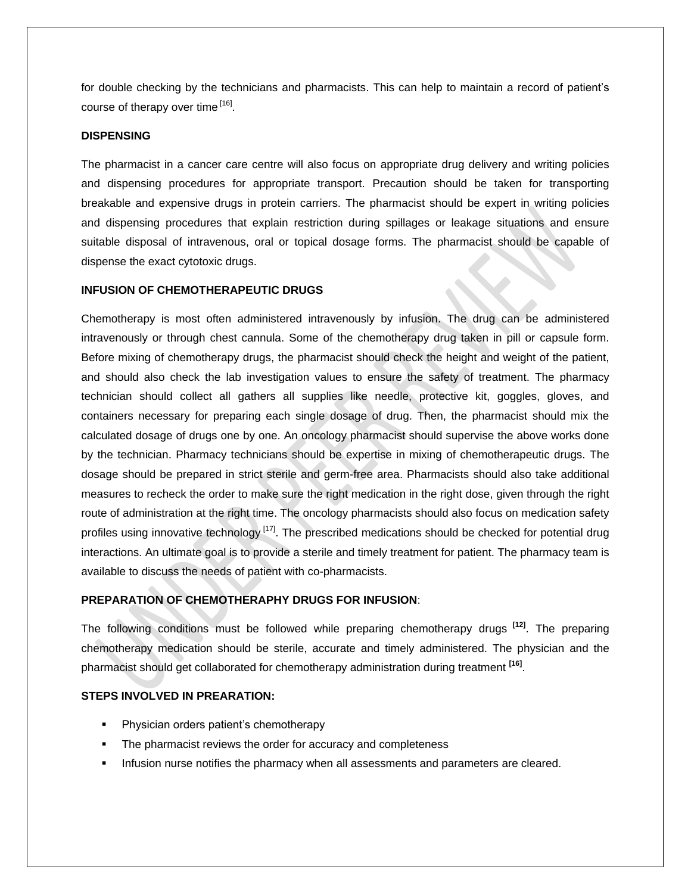for double checking by the technicians and pharmacists. This can help to maintain a record of patient's course of therapy over time [16].

## DISPENSING

The pharmacist in a cancer care centre will also focus on appropriate drug delivery and writing policies and dispensing procedures for appropriate transport. Precaution should be taken for transporting breakable and expensive drugs in protein carriers. The pharmacist should be expert in writing policies and dispensing procedures that explain restriction during spillages or leakage situations and ensure suitable disposal of intravenous, oral or topical dosage forms. The pharmacist should be capable of dispense the exact cytotoxic drugs.

## INFUSION OF CHEMOTHERAPEUTIC DRUGS

Chemotherapy is most often administered intravenously by infusion. The drug can be administered intravenously or through chest cannula. Some of the chemotherapy drug taken in pill or capsule form. Before mixing of chemotherapy drugs, the pharmacist should check the height and weight of the patient, and should also check the lab investigation values to ensure the safety of treatment. The pharmacy technician should collect all gathers all supplies like needle, protective kit, goggles, gloves, and containers necessary for preparing each single dosage of drug. Then, the pharmacist should mix the calculated dosage of drugs one by one. An oncology pharmacist should supervise the above works done by the technician. Pharmacy technicians should be expertise in mixing of chemotherapeutic drugs. The dosage should be prepared in strict sterile and germ-free area. Pharmacists should also take additional measures to recheck the order to make sure the right medication in the right dose, given through the right route of administration at the right time. The oncology pharmacists should also focus on medication safety profiles using innovative technology [17]. The prescribed medications should be checked for potential drug interactions. An ultimate goal is to provide a sterile and timely treatment for patient. The pharmacy team is available to discuss the needs of patient with co-pharmacists.

## PREPARATION OF CHEMOTHERAPHY DRUGS FOR INFUSION:

The following conditions must be followed while preparing chemotherapy drugs [12]. The preparing chemotherapy medication should be sterile, accurate and timely administered. The physician and the pharmacist should get collaborated for chemotherapy administration during treatment [16].

## STEPS INVOLVED IN PREARATION:

- Physician orders patient's chemotherapy
- The pharmacist reviews the order for accuracy and completeness
- Infusion nurse notifies the pharmacy when all assessments and parameters are cleared.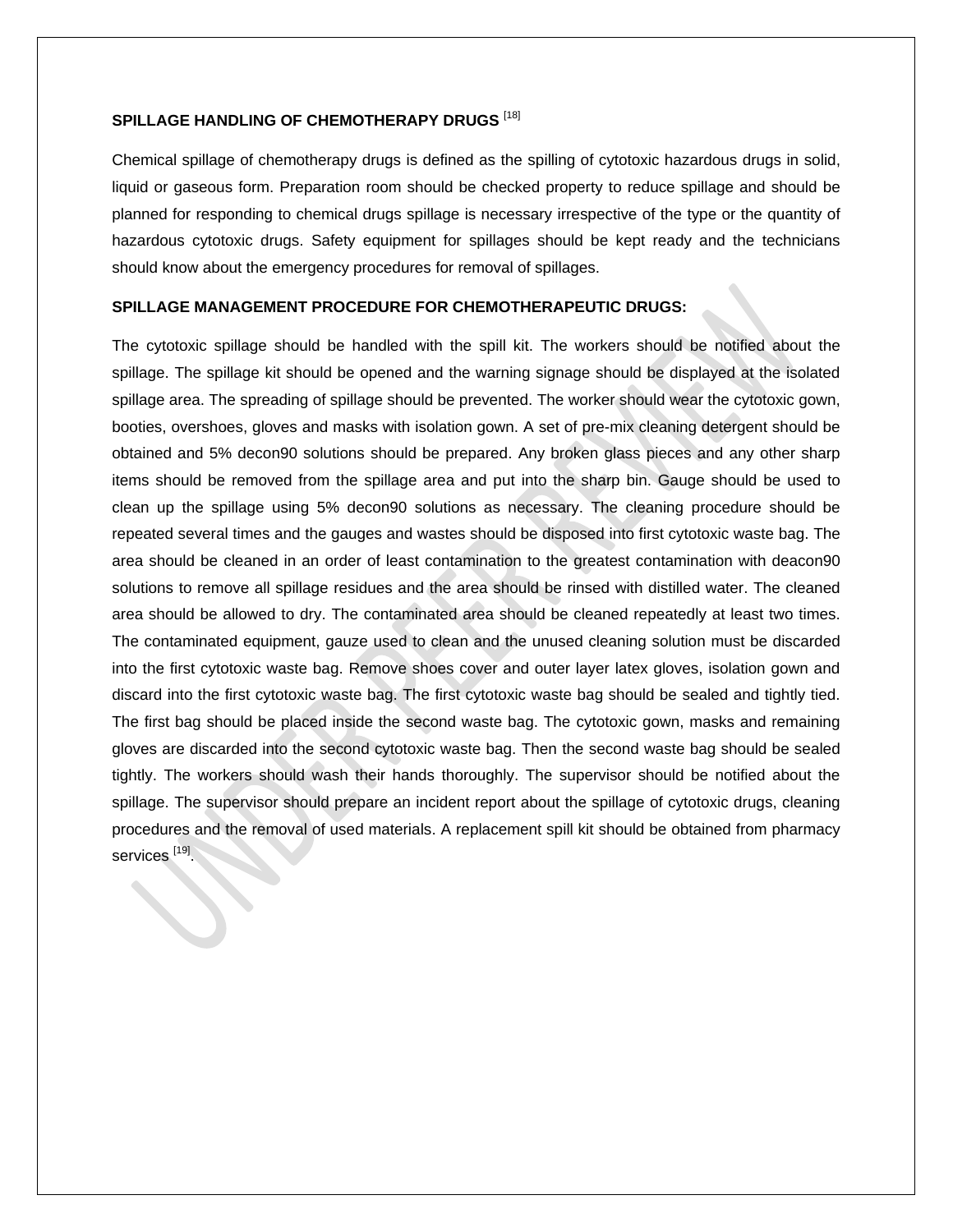## SPILLAGE HANDLING OF CHEMOTHERAPY DRUGS [18]

Chemical spillage of chemotherapy drugs is defined as the spilling of cytotoxic hazardous drugs in solid, liquid or gaseous form. Preparation room should be checked property to reduce spillage and should be planned for responding to chemical drugs spillage is necessary irrespective of the type or the quantity of hazardous cytotoxic drugs. Safety equipment for spillages should be kept ready and the technicians should know about the emergency procedures for removal of spillages.

## SPILLAGE MANAGEMENT PROCEDURE FOR CHEMOTHERAPEUTIC DRUGS:

The cytotoxic spillage should be handled with the spill kit. The workers should be notified about the spillage. The spillage kit should be opened and the warning signage should be displayed at the isolated spillage area. The spreading of spillage should be prevented. The worker should wear the cytotoxic gown, booties, overshoes, gloves and masks with isolation gown. A set of pre-mix cleaning detergent should be obtained and 5% decon90 solutions should be prepared. Any broken glass pieces and any other sharp items should be removed from the spillage area and put into the sharp bin. Gauge should be used to clean up the spillage using 5% decon90 solutions as necessary. The cleaning procedure should be repeated several times and the gauges and wastes should be disposed into first cytotoxic waste bag. The area should be cleaned in an order of least contamination to the greatest contamination with deacon90 solutions to remove all spillage residues and the area should be rinsed with distilled water. The cleaned area should be allowed to dry. The contaminated area should be cleaned repeatedly at least two times. The contaminated equipment, gauze used to clean and the unused cleaning solution must be discarded into the first cytotoxic waste bag. Remove shoes cover and outer layer latex gloves, isolation gown and discard into the first cytotoxic waste bag. The first cytotoxic waste bag should be sealed and tightly tied. The first bag should be placed inside the second waste bag. The cytotoxic gown, masks and remaining gloves are discarded into the second cytotoxic waste bag. Then the second waste bag should be sealed tightly. The workers should wash their hands thoroughly. The supervisor should be notified about the spillage. The supervisor should prepare an incident report about the spillage of cytotoxic drugs, cleaning procedures and the removal of used materials. A replacement spill kit should be obtained from pharmacy services [19].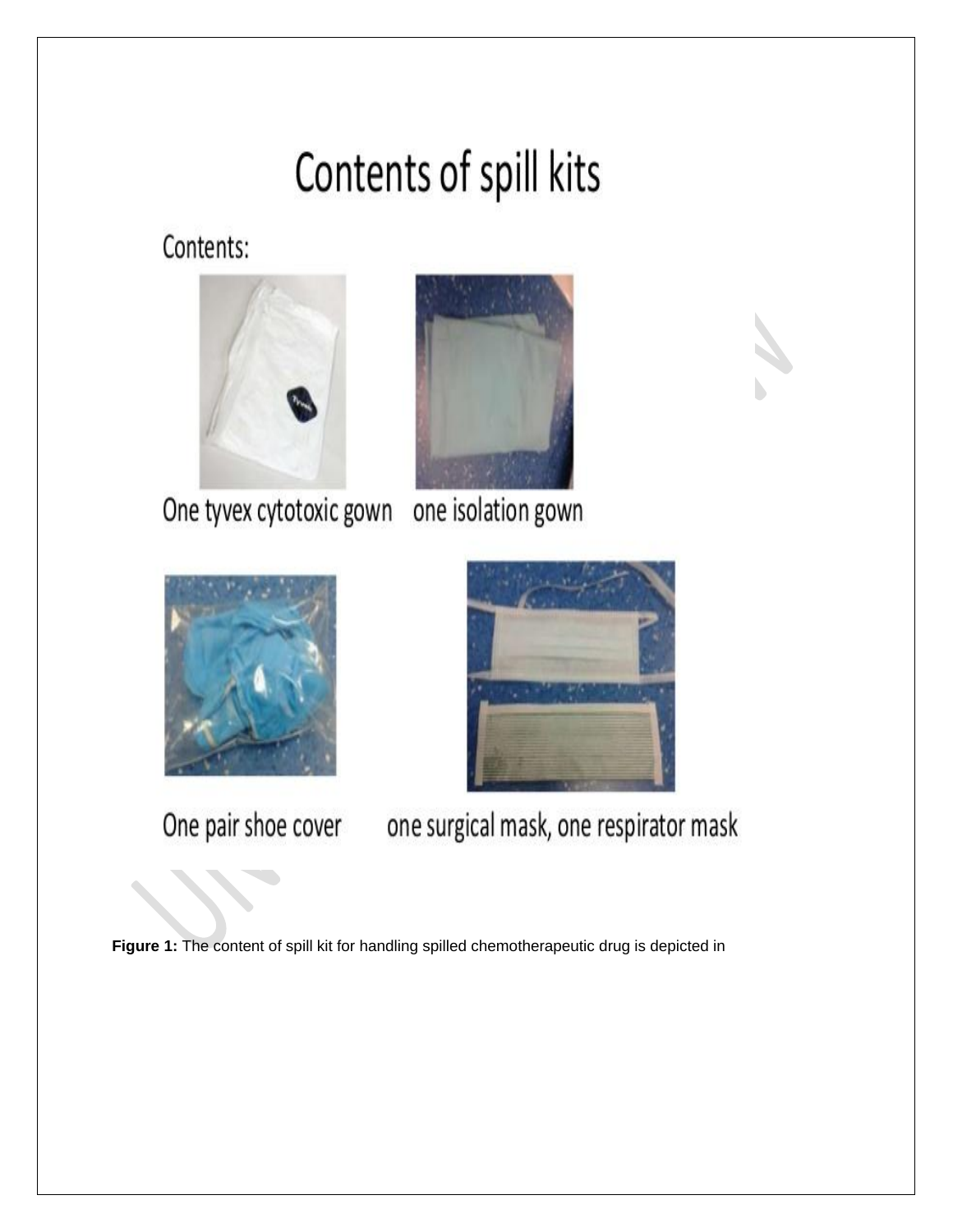# Contents of spill kits

Contents:

One tyvex cytotoxic gown    one isolation gown

One pair shoe cover    one surgical mask, one respirator mask

**Figure 1:** The content of spill kit for handling spilled chemotherapeutic drug is depicted in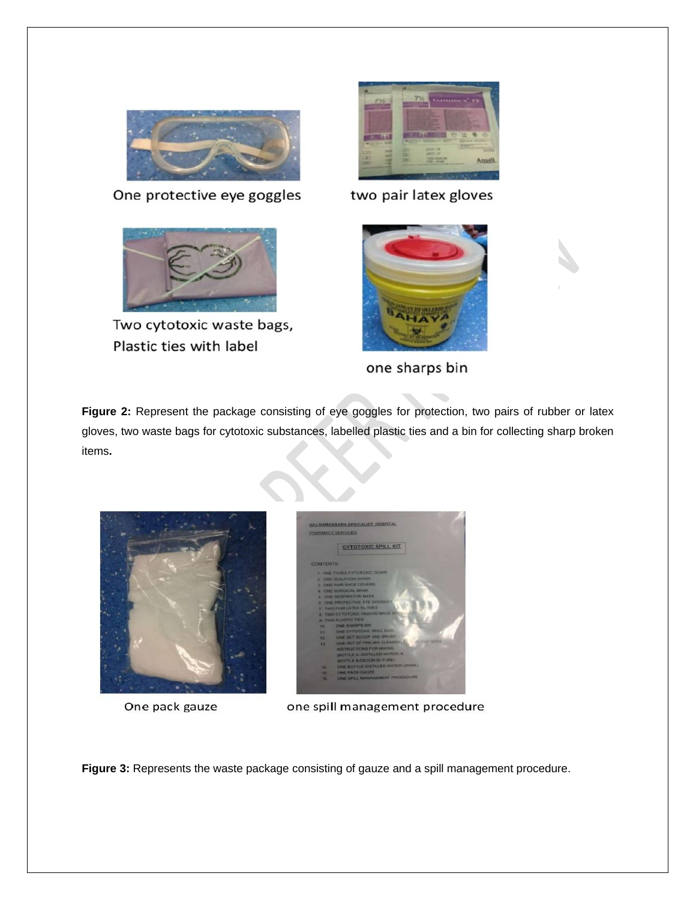One protective eye goggles

two pair latex gloves

Two cytotoxic waste bags, Plastic ties with label

one sharps bin

**Figure 2:** Represent the package consisting of eye goggles for protection, two pairs of rubber or latex gloves, two waste bags for cytotoxic substances, labelled plastic ties and a bin for collecting sharp broken items**.**

One pack gauze

one spill management procedure

**Figure 3:** Represents the waste package consisting of gauze and a spill management procedure.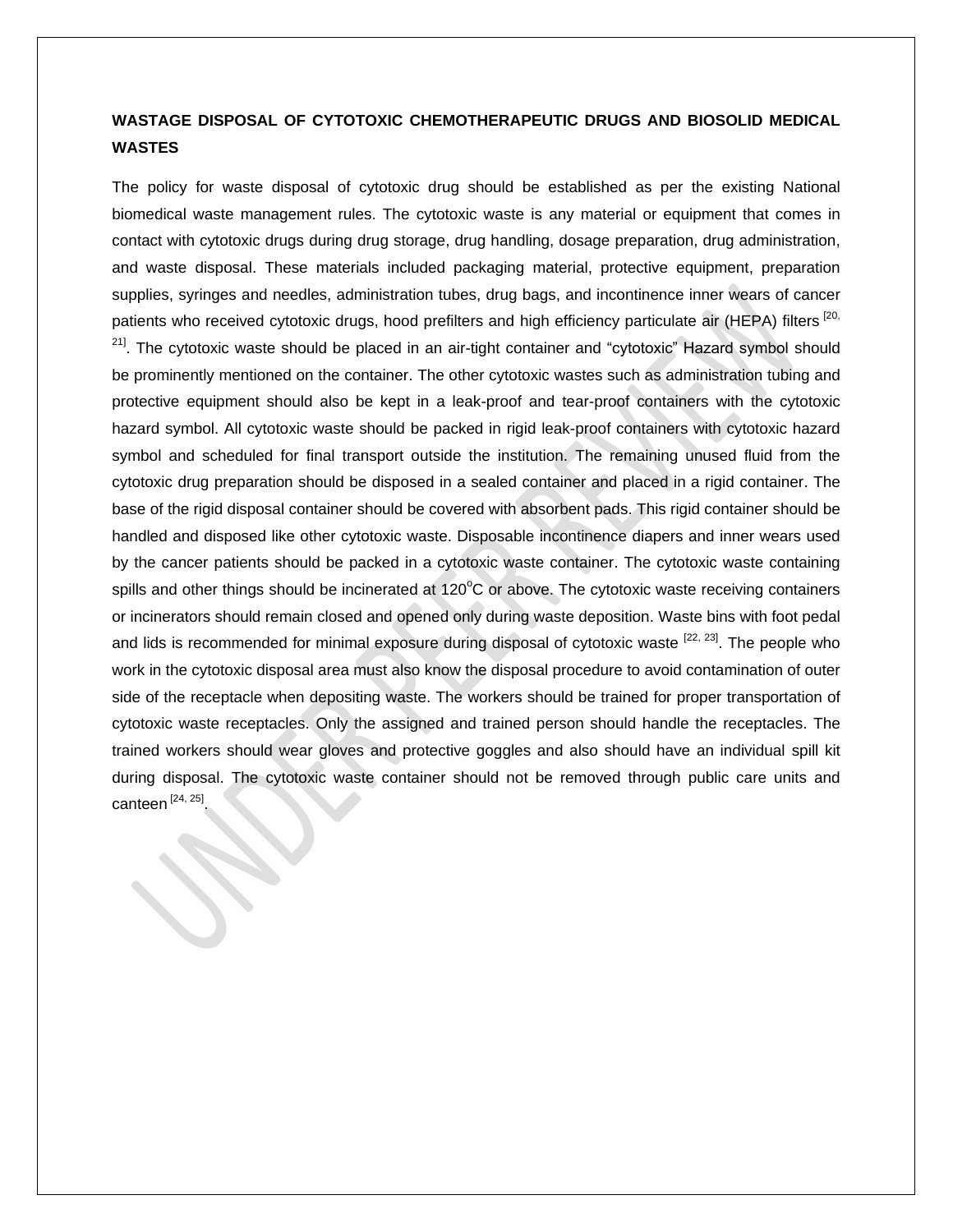## WASTAGE DISPOSAL OF CYTOTOXIC CHEMOTHERAPEUTIC DRUGS AND BIOSOLID MEDICAL WASTES

The policy for waste disposal of cytotoxic drug should be established as per the existing National biomedical waste management rules. The cytotoxic waste is any material or equipment that comes in contact with cytotoxic drugs during drug storage, drug handling, dosage preparation, drug administration, and waste disposal. These materials included packaging material, protective equipment, preparation supplies, syringes and needles, administration tubes, drug bags, and incontinence inner wears of cancer patients who received cytotoxic drugs, hood prefilters and high efficiency particulate air (HEPA) filters [20, 21]. The cytotoxic waste should be placed in an air-tight container and "cytotoxic" Hazard symbol should be prominently mentioned on the container. The other cytotoxic wastes such as administration tubing and protective equipment should also be kept in a leak-proof and tear-proof containers with the cytotoxic hazard symbol. All cytotoxic waste should be packed in rigid leak-proof containers with cytotoxic hazard symbol and scheduled for final transport outside the institution. The remaining unused fluid from the cytotoxic drug preparation should be disposed in a sealed container and placed in a rigid container. The base of the rigid disposal container should be covered with absorbent pads. This rigid container should be handled and disposed like other cytotoxic waste. Disposable incontinence diapers and inner wears used by the cancer patients should be packed in a cytotoxic waste container. The cytotoxic waste containing spills and other things should be incinerated at 120$^{o}$C or above. The cytotoxic waste receiving containers or incinerators should remain closed and opened only during waste deposition. Waste bins with foot pedal and lids is recommended for minimal exposure during disposal of cytotoxic waste [22, 23]. The people who work in the cytotoxic disposal area must also know the disposal procedure to avoid contamination of outer side of the receptacle when depositing waste. The workers should be trained for proper transportation of cytotoxic waste receptacles. Only the assigned and trained person should handle the receptacles. The trained workers should wear gloves and protective goggles and also should have an individual spill kit during disposal. The cytotoxic waste container should not be removed through public care units and canteen [24, 25].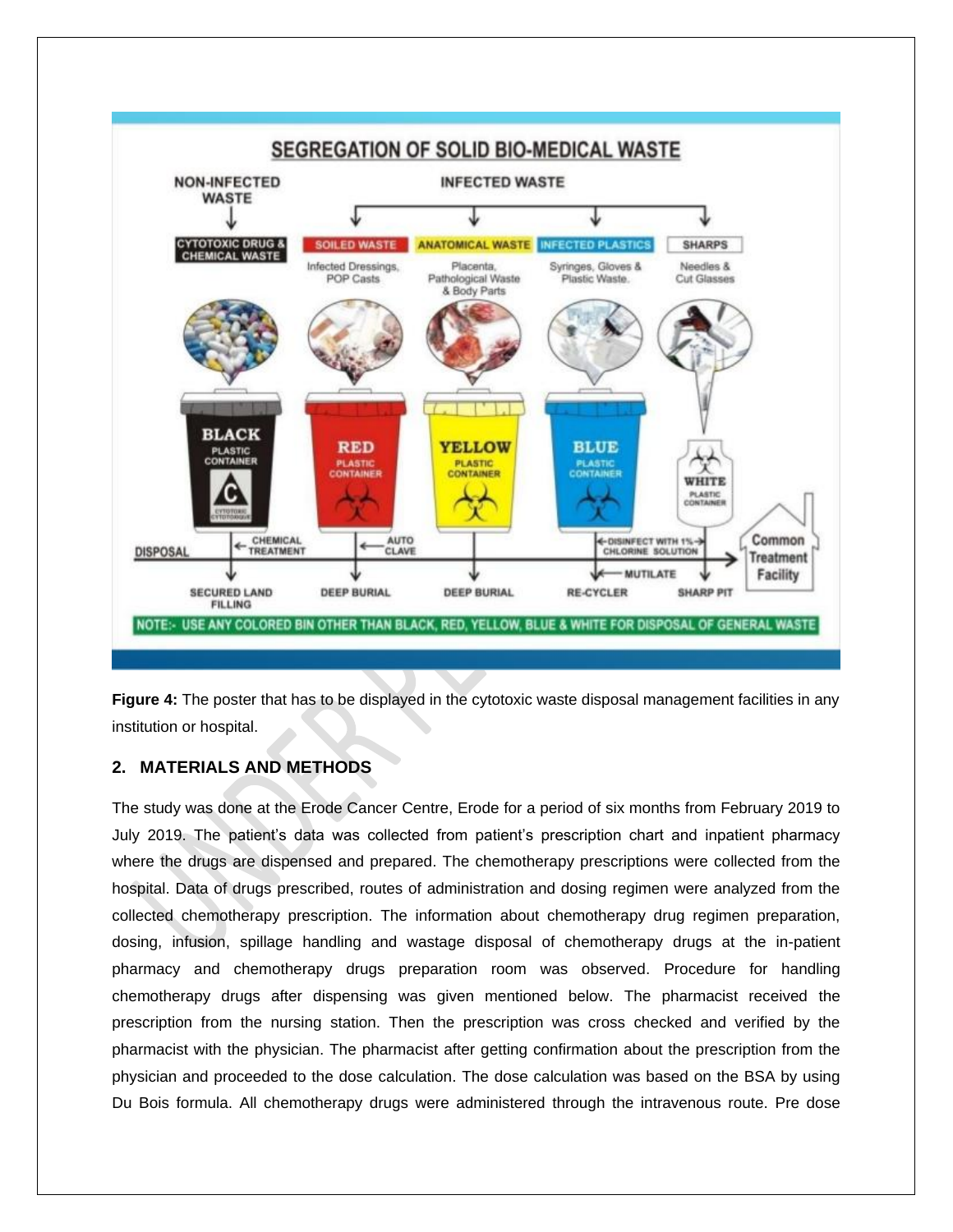**Figure 4:** The poster that has to be displayed in the cytotoxic waste disposal management facilities in any institution or hospital.

## 2. MATERIALS AND METHODS

The study was done at the Erode Cancer Centre, Erode for a period of six months from February 2019 to July 2019. The patient's data was collected from patient's prescription chart and inpatient pharmacy where the drugs are dispensed and prepared. The chemotherapy prescriptions were collected from the hospital. Data of drugs prescribed, routes of administration and dosing regimen were analyzed from the collected chemotherapy prescription. The information about chemotherapy drug regimen preparation, dosing, infusion, spillage handling and wastage disposal of chemotherapy drugs at the in-patient pharmacy and chemotherapy drugs preparation room was observed. Procedure for handling chemotherapy drugs after dispensing was given mentioned below. The pharmacist received the prescription from the nursing station. Then the prescription was cross checked and verified by the pharmacist with the physician. The pharmacist after getting confirmation about the prescription from the physician and proceeded to the dose calculation. The dose calculation was based on the BSA by using Du Bois formula. All chemotherapy drugs were administered through the intravenous route. Pre dose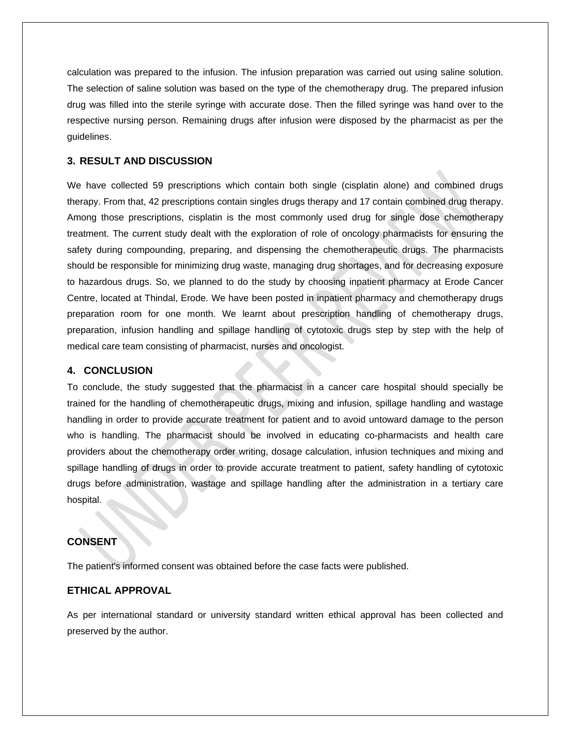calculation was prepared to the infusion. The infusion preparation was carried out using saline solution. The selection of saline solution was based on the type of the chemotherapy drug. The prepared infusion drug was filled into the sterile syringe with accurate dose. Then the filled syringe was hand over to the respective nursing person. Remaining drugs after infusion were disposed by the pharmacist as per the guidelines.

## 3. RESULT AND DISCUSSION

We have collected 59 prescriptions which contain both single (cisplatin alone) and combined drugs therapy. From that, 42 prescriptions contain singles drugs therapy and 17 contain combined drug therapy. Among those prescriptions, cisplatin is the most commonly used drug for single dose chemotherapy treatment. The current study dealt with the exploration of role of oncology pharmacists for ensuring the safety during compounding, preparing, and dispensing the chemotherapeutic drugs. The pharmacists should be responsible for minimizing drug waste, managing drug shortages, and for decreasing exposure to hazardous drugs. So, we planned to do the study by choosing inpatient pharmacy at Erode Cancer Centre, located at Thindal, Erode. We have been posted in inpatient pharmacy and chemotherapy drugs preparation room for one month. We learnt about prescription handling of chemotherapy drugs, preparation, infusion handling and spillage handling of cytotoxic drugs step by step with the help of medical care team consisting of pharmacist, nurses and oncologist.

## 4. CONCLUSION

To conclude, the study suggested that the pharmacist in a cancer care hospital should specially be trained for the handling of chemotherapeutic drugs, mixing and infusion, spillage handling and wastage handling in order to provide accurate treatment for patient and to avoid untoward damage to the person who is handling. The pharmacist should be involved in educating co-pharmacists and health care providers about the chemotherapy order writing, dosage calculation, infusion techniques and mixing and spillage handling of drugs in order to provide accurate treatment to patient, safety handling of cytotoxic drugs before administration, wastage and spillage handling after the administration in a tertiary care hospital.

## CONSENT

The patient's informed consent was obtained before the case facts were published.

## ETHICAL APPROVAL

As per international standard or university standard written ethical approval has been collected and preserved by the author.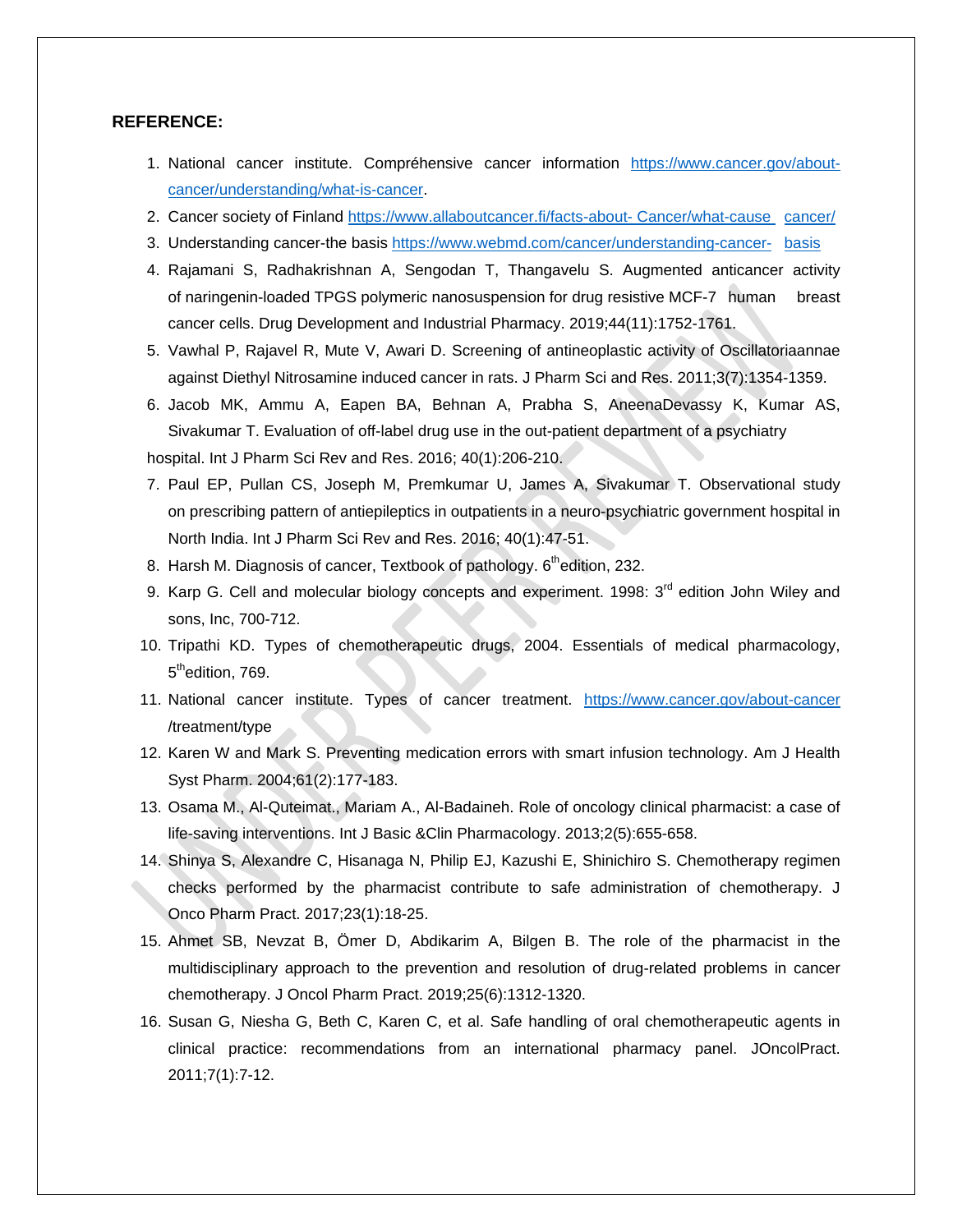**REFERENCE:**

1. National cancer institute. Compréhensive cancer information https://www.cancer.gov/about-cancer/understanding/what-is-cancer.
2. Cancer society of Finland https://www.allaboutcancer.fi/facts-about- Cancer/what-cause cancer/
3. Understanding cancer-the basis https://www.webmd.com/cancer/understanding-cancer- basis
4. Rajamani S, Radhakrishnan A, Sengodan T, Thangavelu S. Augmented anticancer activity of naringenin-loaded TPGS polymeric nanosuspension for drug resistive MCF-7 human breast cancer cells. Drug Development and Industrial Pharmacy. 2019;44(11):1752-1761.
5. Vawhal P, Rajavel R, Mute V, Awari D. Screening of antineoplastic activity of Oscillatoriaannae against Diethyl Nitrosamine induced cancer in rats. J Pharm Sci and Res. 2011;3(7):1354-1359.
6. Jacob MK, Ammu A, Eapen BA, Behnan A, Prabha S, AneenaDevassy K, Kumar AS, Sivakumar T. Evaluation of off-label drug use in the out-patient department of a psychiatry hospital. Int J Pharm Sci Rev and Res. 2016; 40(1):206-210.
7. Paul EP, Pullan CS, Joseph M, Premkumar U, James A, Sivakumar T. Observational study on prescribing pattern of antiepileptics in outpatients in a neuro-psychiatric government hospital in North India. Int J Pharm Sci Rev and Res. 2016; 40(1):47-51.
8. Harsh M. Diagnosis of cancer, Textbook of pathology. 6th edition, 232.
9. Karp G. Cell and molecular biology concepts and experiment. 1998: 3rd edition John Wiley and sons, Inc, 700-712.
10. Tripathi KD. Types of chemotherapeutic drugs, 2004. Essentials of medical pharmacology, 5th edition, 769.
11. National cancer institute. Types of cancer treatment. https://www.cancer.gov/about-cancer /treatment/type
12. Karen W and Mark S. Preventing medication errors with smart infusion technology. Am J Health Syst Pharm. 2004;61(2):177-183.
13. Osama M., Al-Quteimat., Mariam A., Al-Badaineh. Role of oncology clinical pharmacist: a case of life-saving interventions. Int J Basic &Clin Pharmacology. 2013;2(5):655-658.
14. Shinya S, Alexandre C, Hisanaga N, Philip EJ, Kazushi E, Shinichiro S. Chemotherapy regimen checks performed by the pharmacist contribute to safe administration of chemotherapy. J Onco Pharm Pract. 2017;23(1):18-25.
15. Ahmet SB, Nevzat B, Ömer D, Abdikarim A, Bilgen B. The role of the pharmacist in the multidisciplinary approach to the prevention and resolution of drug-related problems in cancer chemotherapy. J Oncol Pharm Pract. 2019;25(6):1312-1320.
16. Susan G, Niesha G, Beth C, Karen C, et al. Safe handling of oral chemotherapeutic agents in clinical practice: recommendations from an international pharmacy panel. JOncolPract. 2011;7(1):7-12.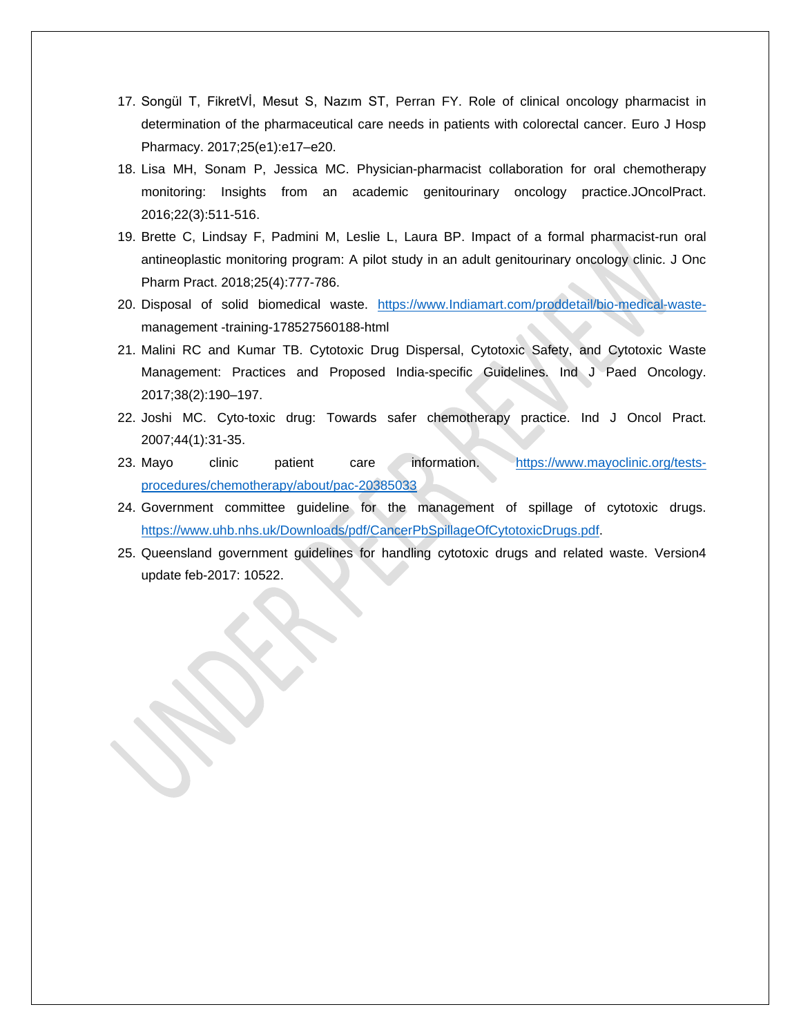17. Songül T, FikretVİ, Mesut S, Nazım ST, Perran FY. Role of clinical oncology pharmacist in determination of the pharmaceutical care needs in patients with colorectal cancer. Euro J Hosp Pharmacy. 2017;25(e1):e17–e20.
18. Lisa MH, Sonam P, Jessica MC. Physician-pharmacist collaboration for oral chemotherapy monitoring: Insights from an academic genitourinary oncology practice.JOncolPract. 2016;22(3):511-516.
19. Brette C, Lindsay F, Padmini M, Leslie L, Laura BP. Impact of a formal pharmacist-run oral antineoplastic monitoring program: A pilot study in an adult genitourinary oncology clinic. J Onc Pharm Pract. 2018;25(4):777-786.
20. Disposal of solid biomedical waste. https://www.Indiamart.com/proddetail/bio-medical-waste-management -training-178527560188-html
21. Malini RC and Kumar TB. Cytotoxic Drug Dispersal, Cytotoxic Safety, and Cytotoxic Waste Management: Practices and Proposed India-specific Guidelines. Ind J Paed Oncology. 2017;38(2):190–197.
22. Joshi MC. Cyto-toxic drug: Towards safer chemotherapy practice. Ind J Oncol Pract. 2007;44(1):31-35.
23. Mayo clinic patient care information. https://www.mayoclinic.org/tests-procedures/chemotherapy/about/pac-20385033
24. Government committee guideline for the management of spillage of cytotoxic drugs. https://www.uhb.nhs.uk/Downloads/pdf/CancerPbSpillageOfCytotoxicDrugs.pdf.
25. Queensland government guidelines for handling cytotoxic drugs and related waste. Version4 update feb-2017: 10522.